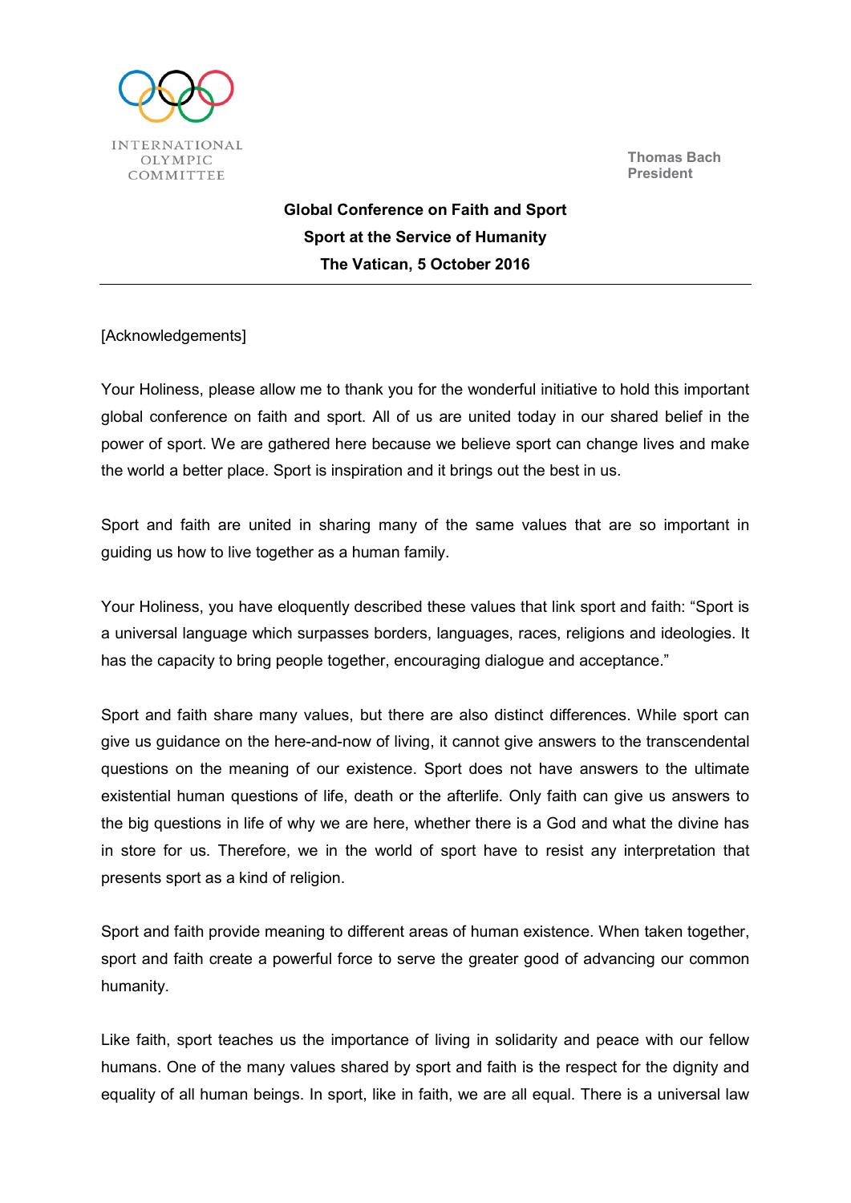INTERNATIONAL OLYMPIC COMMITTEE

**Thomas Bach**
**President**

## Global Conference on Faith and Sport
## Sport at the Service of Humanity
## The Vatican, 5 October 2016

---

[Acknowledgements]

Your Holiness, please allow me to thank you for the wonderful initiative to hold this important global conference on faith and sport. All of us are united today in our shared belief in the power of sport. We are gathered here because we believe sport can change lives and make the world a better place. Sport is inspiration and it brings out the best in us.

Sport and faith are united in sharing many of the same values that are so important in guiding us how to live together as a human family.

Your Holiness, you have eloquently described these values that link sport and faith: "Sport is a universal language which surpasses borders, languages, races, religions and ideologies. It has the capacity to bring people together, encouraging dialogue and acceptance."

Sport and faith share many values, but there are also distinct differences. While sport can give us guidance on the here-and-now of living, it cannot give answers to the transcendental questions on the meaning of our existence. Sport does not have answers to the ultimate existential human questions of life, death or the afterlife. Only faith can give us answers to the big questions in life of why we are here, whether there is a God and what the divine has in store for us. Therefore, we in the world of sport have to resist any interpretation that presents sport as a kind of religion.

Sport and faith provide meaning to different areas of human existence. When taken together, sport and faith create a powerful force to serve the greater good of advancing our common humanity.

Like faith, sport teaches us the importance of living in solidarity and peace with our fellow humans. One of the many values shared by sport and faith is the respect for the dignity and equality of all human beings. In sport, like in faith, we are all equal. There is a universal law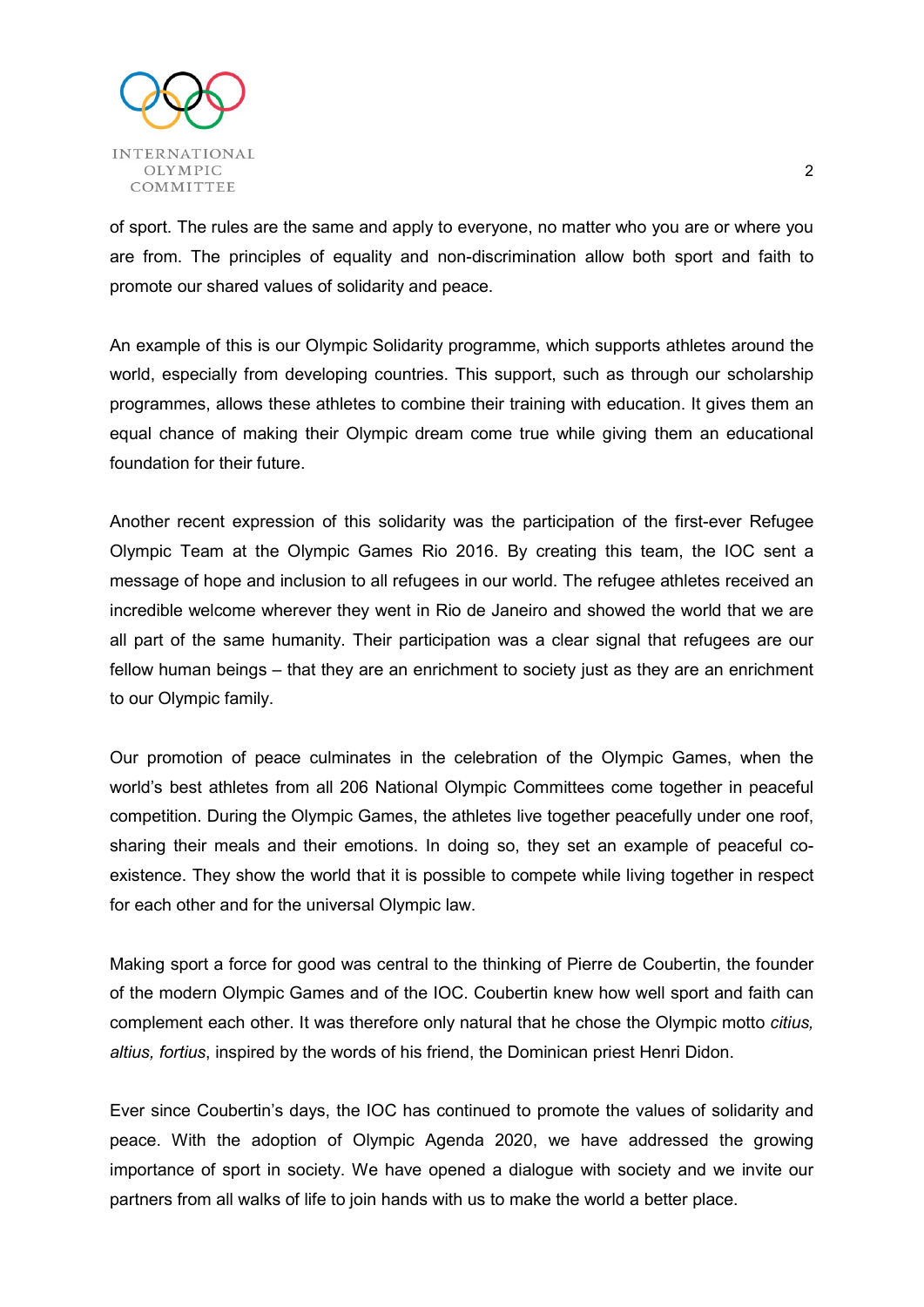of sport. The rules are the same and apply to everyone, no matter who you are or where you are from. The principles of equality and non-discrimination allow both sport and faith to promote our shared values of solidarity and peace.

An example of this is our Olympic Solidarity programme, which supports athletes around the world, especially from developing countries. This support, such as through our scholarship programmes, allows these athletes to combine their training with education. It gives them an equal chance of making their Olympic dream come true while giving them an educational foundation for their future.

Another recent expression of this solidarity was the participation of the first-ever Refugee Olympic Team at the Olympic Games Rio 2016. By creating this team, the IOC sent a message of hope and inclusion to all refugees in our world. The refugee athletes received an incredible welcome wherever they went in Rio de Janeiro and showed the world that we are all part of the same humanity. Their participation was a clear signal that refugees are our fellow human beings – that they are an enrichment to society just as they are an enrichment to our Olympic family.

Our promotion of peace culminates in the celebration of the Olympic Games, when the world's best athletes from all 206 National Olympic Committees come together in peaceful competition. During the Olympic Games, the athletes live together peacefully under one roof, sharing their meals and their emotions. In doing so, they set an example of peaceful co-existence. They show the world that it is possible to compete while living together in respect for each other and for the universal Olympic law.

Making sport a force for good was central to the thinking of Pierre de Coubertin, the founder of the modern Olympic Games and of the IOC. Coubertin knew how well sport and faith can complement each other. It was therefore only natural that he chose the Olympic motto *citius, altius, fortius*, inspired by the words of his friend, the Dominican priest Henri Didon.

Ever since Coubertin's days, the IOC has continued to promote the values of solidarity and peace. With the adoption of Olympic Agenda 2020, we have addressed the growing importance of sport in society. We have opened a dialogue with society and we invite our partners from all walks of life to join hands with us to make the world a better place.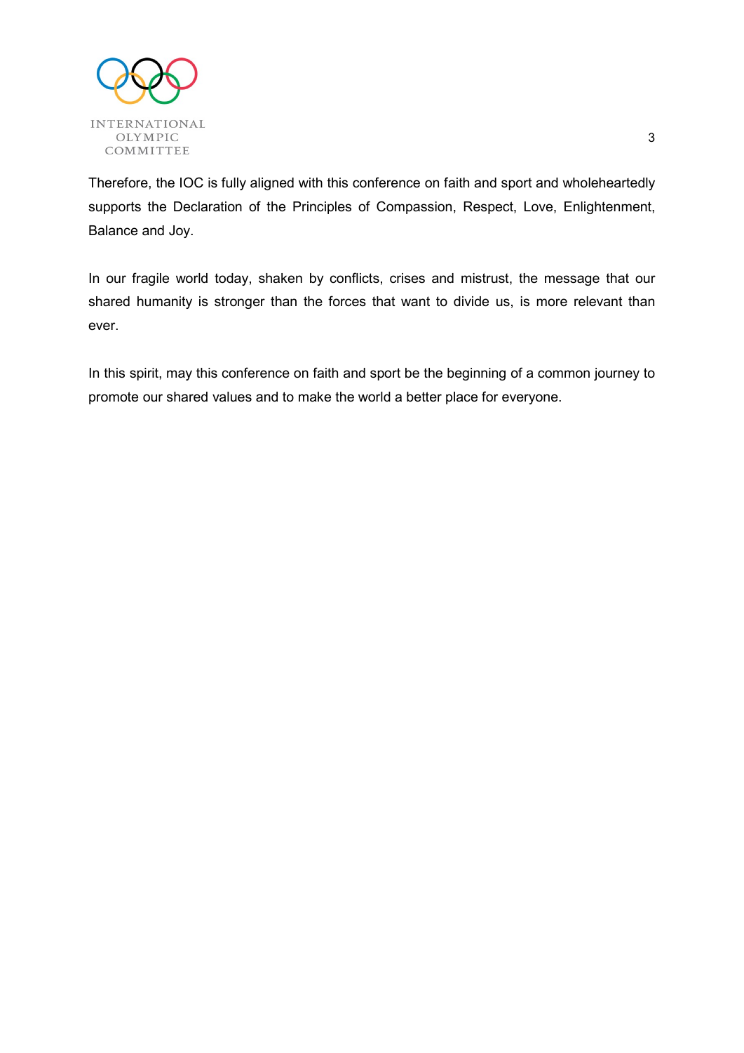Therefore, the IOC is fully aligned with this conference on faith and sport and wholeheartedly supports the Declaration of the Principles of Compassion, Respect, Love, Enlightenment, Balance and Joy.

In our fragile world today, shaken by conflicts, crises and mistrust, the message that our shared humanity is stronger than the forces that want to divide us, is more relevant than ever.

In this spirit, may this conference on faith and sport be the beginning of a common journey to promote our shared values and to make the world a better place for everyone.